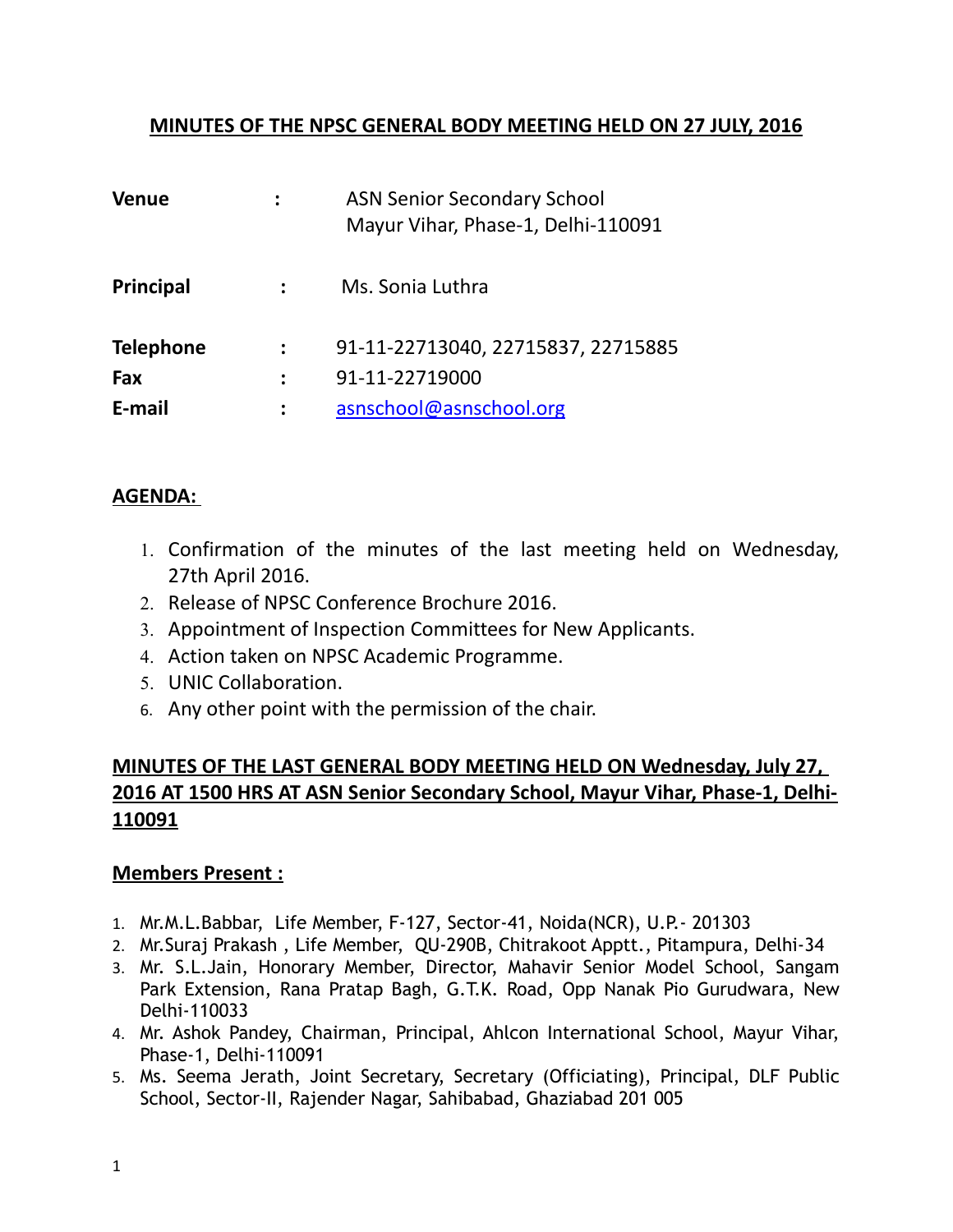# MINUTES OF THE NPSC GENERAL BODY MEETING HELD ON 27 JULY, 2016

| | | |
|---|---|---|
| **Venue** | **:** | ASN Senior Secondary School<br>Mayur Vihar, Phase-1, Delhi-110091 |
| **Principal** | **:** | Ms. Sonia Luthra |
| **Telephone** | **:** | 91-11-22713040, 22715837, 22715885 |
| **Fax** | **:** | 91-11-22719000 |
| **E-mail** | **:** | asnschool@asnschool.org |

## AGENDA:

1. Confirmation of the minutes of the last meeting held on Wednesday, 27th April 2016.
2. Release of NPSC Conference Brochure 2016.
3. Appointment of Inspection Committees for New Applicants.
4. Action taken on NPSC Academic Programme.
5. UNIC Collaboration.
6. Any other point with the permission of the chair.

## MINUTES OF THE LAST GENERAL BODY MEETING HELD ON Wednesday, July 27, 2016 AT 1500 HRS AT ASN Senior Secondary School, Mayur Vihar, Phase-1, Delhi-110091

### Members Present :

1. Mr.M.L.Babbar, Life Member, F-127, Sector-41, Noida(NCR), U.P.- 201303
2. Mr.Suraj Prakash , Life Member, QU-290B, Chitrakoot Apptt., Pitampura, Delhi-34
3. Mr. S.L.Jain, Honorary Member, Director, Mahavir Senior Model School, Sangam Park Extension, Rana Pratap Bagh, G.T.K. Road, Opp Nanak Pio Gurudwara, New Delhi-110033
4. Mr. Ashok Pandey, Chairman, Principal, Ahlcon International School, Mayur Vihar, Phase-1, Delhi-110091
5. Ms. Seema Jerath, Joint Secretary, Secretary (Officiating), Principal, DLF Public School, Sector-II, Rajender Nagar, Sahibabad, Ghaziabad 201 005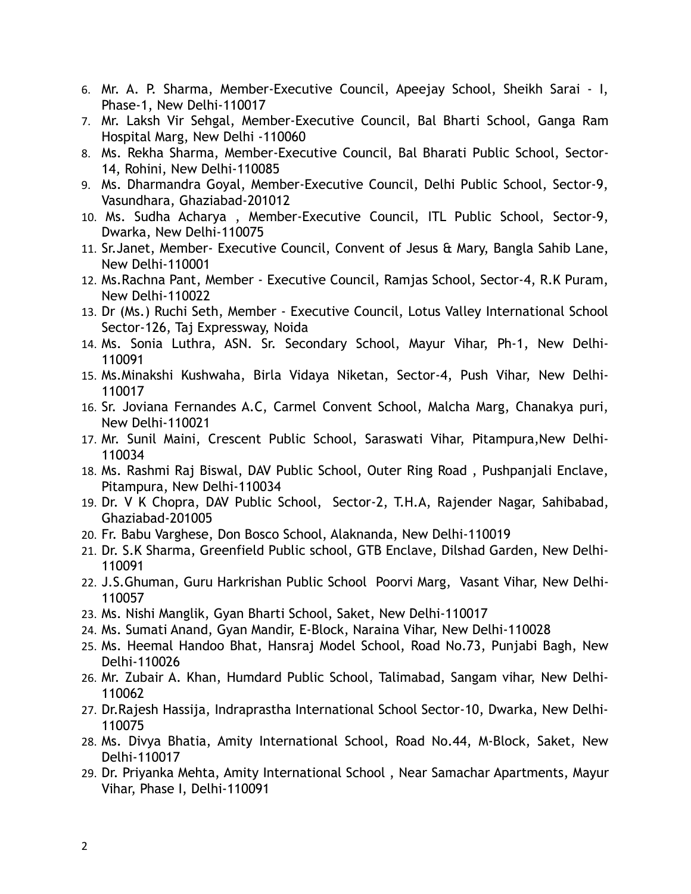6. Mr. A. P. Sharma, Member-Executive Council, Apeejay School, Sheikh Sarai - I, Phase-1, New Delhi-110017
7. Mr. Laksh Vir Sehgal, Member-Executive Council, Bal Bharti School, Ganga Ram Hospital Marg, New Delhi -110060
8. Ms. Rekha Sharma, Member-Executive Council, Bal Bharati Public School, Sector-14, Rohini, New Delhi-110085
9. Ms. Dharmandra Goyal, Member-Executive Council, Delhi Public School, Sector-9, Vasundhara, Ghaziabad-201012
10. Ms. Sudha Acharya , Member-Executive Council, ITL Public School, Sector-9, Dwarka, New Delhi-110075
11. Sr.Janet, Member- Executive Council, Convent of Jesus & Mary, Bangla Sahib Lane, New Delhi-110001
12. Ms.Rachna Pant, Member - Executive Council, Ramjas School, Sector-4, R.K Puram, New Delhi-110022
13. Dr (Ms.) Ruchi Seth, Member - Executive Council, Lotus Valley International School Sector-126, Taj Expressway, Noida
14. Ms. Sonia Luthra, ASN. Sr. Secondary School, Mayur Vihar, Ph-1, New Delhi-110091
15. Ms.Minakshi Kushwaha, Birla Vidaya Niketan, Sector-4, Push Vihar, New Delhi-110017
16. Sr. Joviana Fernandes A.C, Carmel Convent School, Malcha Marg, Chanakya puri, New Delhi-110021
17. Mr. Sunil Maini, Crescent Public School, Saraswati Vihar, Pitampura,New Delhi-110034
18. Ms. Rashmi Raj Biswal, DAV Public School, Outer Ring Road , Pushpanjali Enclave, Pitampura, New Delhi-110034
19. Dr. V K Chopra, DAV Public School, Sector-2, T.H.A, Rajender Nagar, Sahibabad, Ghaziabad-201005
20. Fr. Babu Varghese, Don Bosco School, Alaknanda, New Delhi-110019
21. Dr. S.K Sharma, Greenfield Public school, GTB Enclave, Dilshad Garden, New Delhi-110091
22. J.S.Ghuman, Guru Harkrishan Public School Poorvi Marg, Vasant Vihar, New Delhi-110057
23. Ms. Nishi Manglik, Gyan Bharti School, Saket, New Delhi-110017
24. Ms. Sumati Anand, Gyan Mandir, E-Block, Naraina Vihar, New Delhi-110028
25. Ms. Heemal Handoo Bhat, Hansraj Model School, Road No.73, Punjabi Bagh, New Delhi-110026
26. Mr. Zubair A. Khan, Humdard Public School, Talimabad, Sangam vihar, New Delhi-110062
27. Dr.Rajesh Hassija, Indraprastha International School Sector-10, Dwarka, New Delhi-110075
28. Ms. Divya Bhatia, Amity International School, Road No.44, M-Block, Saket, New Delhi-110017
29. Dr. Priyanka Mehta, Amity International School , Near Samachar Apartments, Mayur Vihar, Phase I, Delhi-110091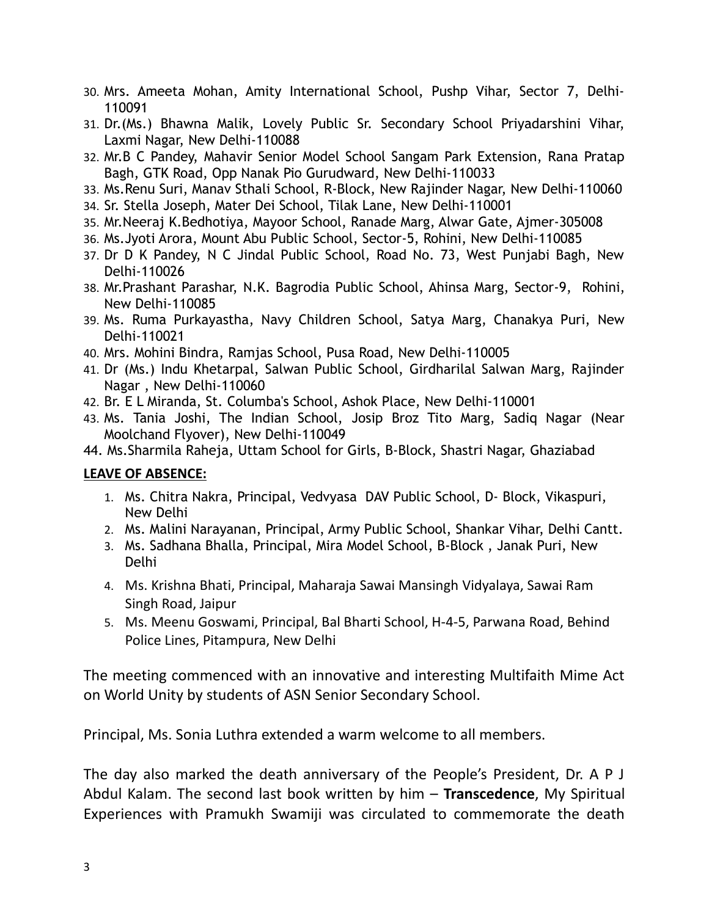30. Mrs. Ameeta Mohan, Amity International School, Pushp Vihar, Sector 7, Delhi-110091
31. Dr.(Ms.) Bhawna Malik, Lovely Public Sr. Secondary School Priyadarshini Vihar, Laxmi Nagar, New Delhi-110088
32. Mr.B C Pandey, Mahavir Senior Model School Sangam Park Extension, Rana Pratap Bagh, GTK Road, Opp Nanak Pio Gurudward, New Delhi-110033
33. Ms.Renu Suri, Manav Sthali School, R-Block, New Rajinder Nagar, New Delhi-110060
34. Sr. Stella Joseph, Mater Dei School, Tilak Lane, New Delhi-110001
35. Mr.Neeraj K.Bedhotiya, Mayoor School, Ranade Marg, Alwar Gate, Ajmer-305008
36. Ms.Jyoti Arora, Mount Abu Public School, Sector-5, Rohini, New Delhi-110085
37. Dr D K Pandey, N C Jindal Public School, Road No. 73, West Punjabi Bagh, New Delhi-110026
38. Mr.Prashant Parashar, N.K. Bagrodia Public School, Ahinsa Marg, Sector-9, Rohini, New Delhi-110085
39. Ms. Ruma Purkayastha, Navy Children School, Satya Marg, Chanakya Puri, New Delhi-110021
40. Mrs. Mohini Bindra, Ramjas School, Pusa Road, New Delhi-110005
41. Dr (Ms.) Indu Khetarpal, Salwan Public School, Girdharilal Salwan Marg, Rajinder Nagar , New Delhi-110060
42. Br. E L Miranda, St. Columba's School, Ashok Place, New Delhi-110001
43. Ms. Tania Joshi, The Indian School, Josip Broz Tito Marg, Sadiq Nagar (Near Moolchand Flyover), New Delhi-110049
44. Ms.Sharmila Raheja, Uttam School for Girls, B-Block, Shastri Nagar, Ghaziabad

**LEAVE OF ABSENCE:**

1. Ms. Chitra Nakra, Principal, Vedvyasa DAV Public School, D- Block, Vikaspuri, New Delhi
2. Ms. Malini Narayanan, Principal, Army Public School, Shankar Vihar, Delhi Cantt.
3. Ms. Sadhana Bhalla, Principal, Mira Model School, B-Block , Janak Puri, New Delhi
4. Ms. Krishna Bhati, Principal, Maharaja Sawai Mansingh Vidyalaya, Sawai Ram Singh Road, Jaipur
5. Ms. Meenu Goswami, Principal, Bal Bharti School, H-4-5, Parwana Road, Behind Police Lines, Pitampura, New Delhi

The meeting commenced with an innovative and interesting Multifaith Mime Act on World Unity by students of ASN Senior Secondary School.

Principal, Ms. Sonia Luthra extended a warm welcome to all members.

The day also marked the death anniversary of the People's President, Dr. A P J Abdul Kalam. The second last book written by him – **Transcedence**, My Spiritual Experiences with Pramukh Swamiji was circulated to commemorate the death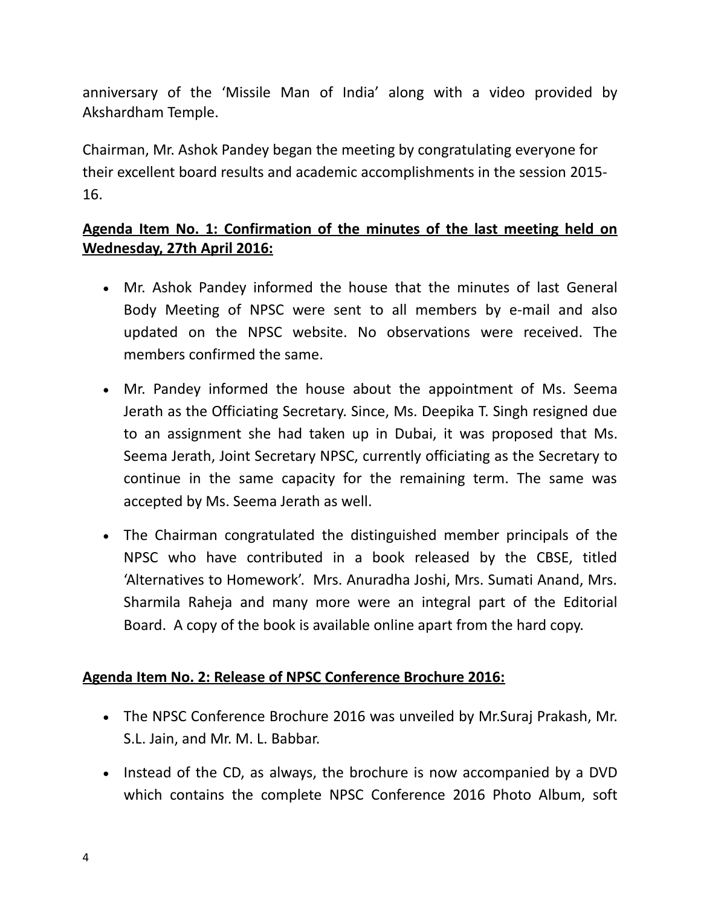anniversary of the 'Missile Man of India' along with a video provided by Akshardham Temple.

Chairman, Mr. Ashok Pandey began the meeting by congratulating everyone for their excellent board results and academic accomplishments in the session 2015-16.

**Agenda Item No. 1: Confirmation of the minutes of the last meeting held on Wednesday, 27th April 2016:**

- Mr. Ashok Pandey informed the house that the minutes of last General Body Meeting of NPSC were sent to all members by e-mail and also updated on the NPSC website. No observations were received. The members confirmed the same.
- Mr. Pandey informed the house about the appointment of Ms. Seema Jerath as the Officiating Secretary. Since, Ms. Deepika T. Singh resigned due to an assignment she had taken up in Dubai, it was proposed that Ms. Seema Jerath, Joint Secretary NPSC, currently officiating as the Secretary to continue in the same capacity for the remaining term. The same was accepted by Ms. Seema Jerath as well.
- The Chairman congratulated the distinguished member principals of the NPSC who have contributed in a book released by the CBSE, titled 'Alternatives to Homework'. Mrs. Anuradha Joshi, Mrs. Sumati Anand, Mrs. Sharmila Raheja and many more were an integral part of the Editorial Board. A copy of the book is available online apart from the hard copy.

**Agenda Item No. 2: Release of NPSC Conference Brochure 2016:**

- The NPSC Conference Brochure 2016 was unveiled by Mr.Suraj Prakash, Mr. S.L. Jain, and Mr. M. L. Babbar.
- Instead of the CD, as always, the brochure is now accompanied by a DVD which contains the complete NPSC Conference 2016 Photo Album, soft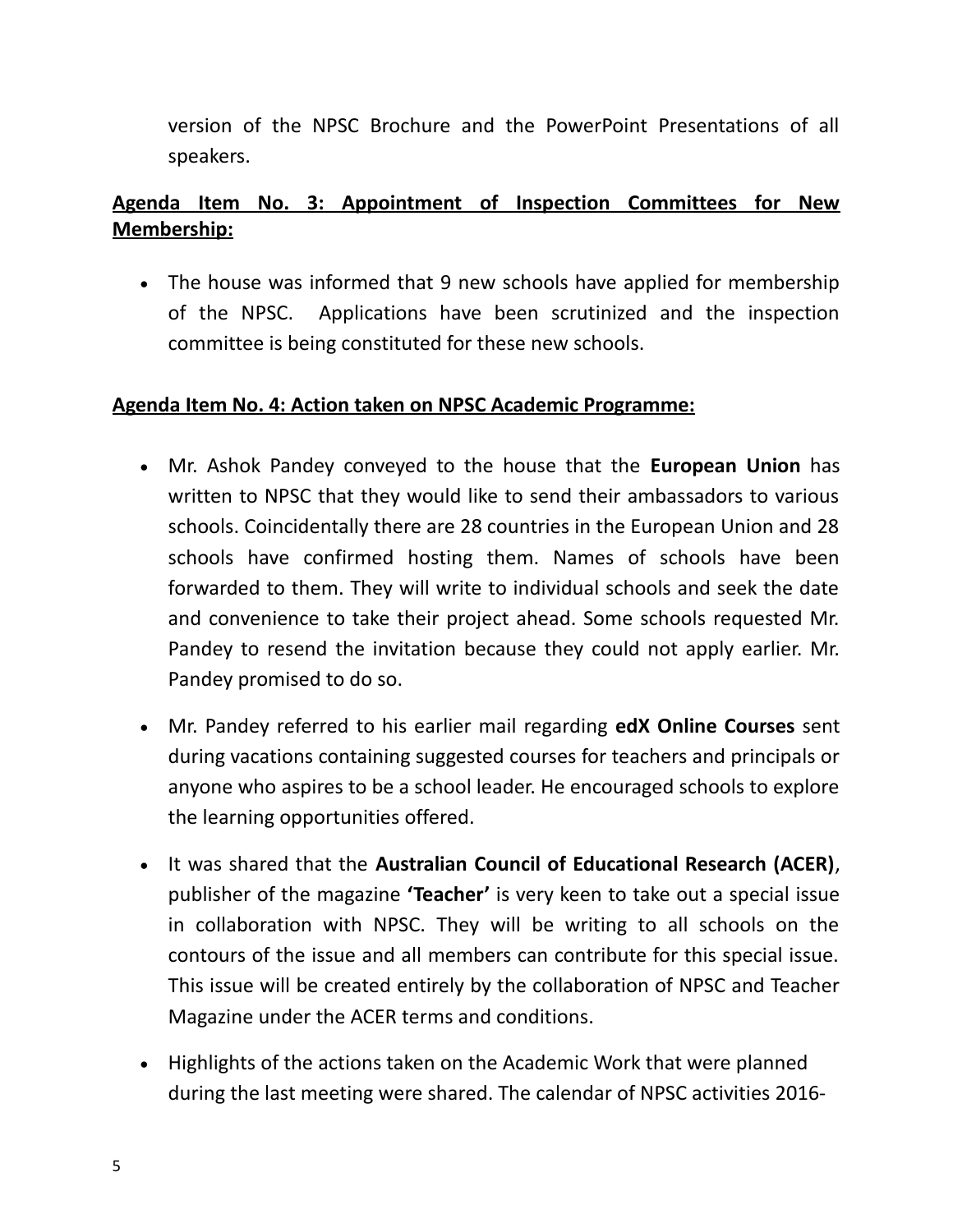version of the NPSC Brochure and the PowerPoint Presentations of all speakers.

**Agenda Item No. 3: Appointment of Inspection Committees for New Membership:**

- The house was informed that 9 new schools have applied for membership of the NPSC. Applications have been scrutinized and the inspection committee is being constituted for these new schools.

**Agenda Item No. 4: Action taken on NPSC Academic Programme:**

- Mr. Ashok Pandey conveyed to the house that the **European Union** has written to NPSC that they would like to send their ambassadors to various schools. Coincidentally there are 28 countries in the European Union and 28 schools have confirmed hosting them. Names of schools have been forwarded to them. They will write to individual schools and seek the date and convenience to take their project ahead. Some schools requested Mr. Pandey to resend the invitation because they could not apply earlier. Mr. Pandey promised to do so.
- Mr. Pandey referred to his earlier mail regarding **edX Online Courses** sent during vacations containing suggested courses for teachers and principals or anyone who aspires to be a school leader. He encouraged schools to explore the learning opportunities offered.
- It was shared that the **Australian Council of Educational Research (ACER)**, publisher of the magazine **'Teacher'** is very keen to take out a special issue in collaboration with NPSC. They will be writing to all schools on the contours of the issue and all members can contribute for this special issue. This issue will be created entirely by the collaboration of NPSC and Teacher Magazine under the ACER terms and conditions.
- Highlights of the actions taken on the Academic Work that were planned during the last meeting were shared. The calendar of NPSC activities 2016-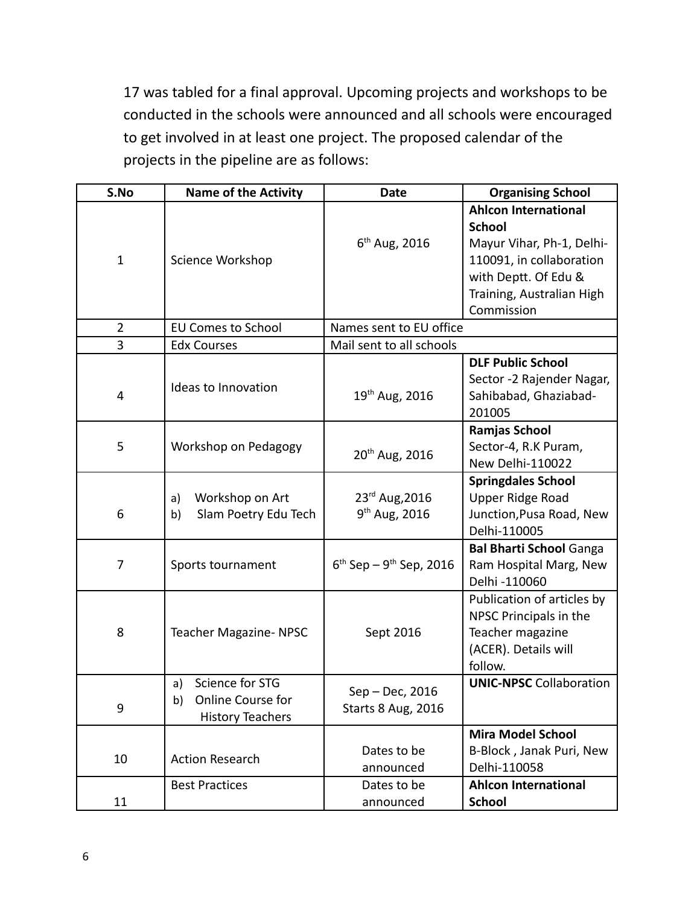17 was tabled for a final approval. Upcoming projects and workshops to be conducted in the schools were announced and all schools were encouraged to get involved in at least one project. The proposed calendar of the projects in the pipeline are as follows:

| S.No | Name of the Activity | Date | Organising School |
|---|---|---|---|
| 1 | Science Workshop | 6th Aug, 2016 | **Ahlcon International School** Mayur Vihar, Ph-1, Delhi-110091, in collaboration with Deptt. Of Edu & Training, Australian High Commission |
| 2 | EU Comes to School | Names sent to EU office | |
| 3 | Edx Courses | Mail sent to all schools | |
| 4 | Ideas to Innovation | 19th Aug, 2016 | **DLF Public School** Sector -2 Rajender Nagar, Sahibabad, Ghaziabad-201005 |
| 5 | Workshop on Pedagogy | 20th Aug, 2016 | **Ramjas School** Sector-4, R.K Puram, New Delhi-110022 |
| 6 | a) Workshop on Art<br>b) Slam Poetry Edu Tech | 23rd Aug,2016<br>9th Aug, 2016 | **Springdales School** Upper Ridge Road Junction,Pusa Road, New Delhi-110005 |
| 7 | Sports tournament | 6th Sep – 9th Sep, 2016 | **Bal Bharti School** Ganga Ram Hospital Marg, New Delhi -110060 |
| 8 | Teacher Magazine- NPSC | Sept 2016 | Publication of articles by NPSC Principals in the Teacher magazine (ACER). Details will follow. |
| 9 | a) Science for STG<br>b) Online Course for History Teachers | Sep – Dec, 2016<br>Starts 8 Aug, 2016 | **UNIC-NPSC** Collaboration |
| 10 | Action Research | Dates to be announced | **Mira Model School** B-Block , Janak Puri, New Delhi-110058 |
| 11 | Best Practices | Dates to be announced | **Ahlcon International School** |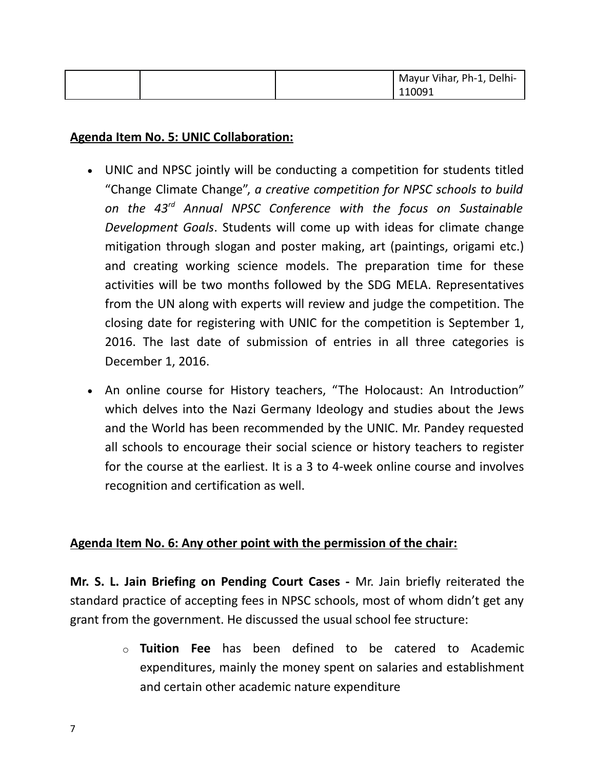| | | | Mayur Vihar, Ph-1, Delhi-110091 |
|---|---|---|---|

**<u>Agenda Item No. 5: UNIC Collaboration:</u>**

- UNIC and NPSC jointly will be conducting a competition for students titled "Change Climate Change", *a creative competition for NPSC schools to build on the 43rd Annual NPSC Conference with the focus on Sustainable Development Goals*. Students will come up with ideas for climate change mitigation through slogan and poster making, art (paintings, origami etc.) and creating working science models. The preparation time for these activities will be two months followed by the SDG MELA. Representatives from the UN along with experts will review and judge the competition. The closing date for registering with UNIC for the competition is September 1, 2016. The last date of submission of entries in all three categories is December 1, 2016.

- An online course for History teachers, "The Holocaust: An Introduction" which delves into the Nazi Germany Ideology and studies about the Jews and the World has been recommended by the UNIC. Mr. Pandey requested all schools to encourage their social science or history teachers to register for the course at the earliest. It is a 3 to 4-week online course and involves recognition and certification as well.

**<u>Agenda Item No. 6: Any other point with the permission of the chair:</u>**

**Mr. S. L. Jain Briefing on Pending Court Cases -** Mr. Jain briefly reiterated the standard practice of accepting fees in NPSC schools, most of whom didn't get any grant from the government. He discussed the usual school fee structure:

- **Tuition Fee** has been defined to be catered to Academic expenditures, mainly the money spent on salaries and establishment and certain other academic nature expenditure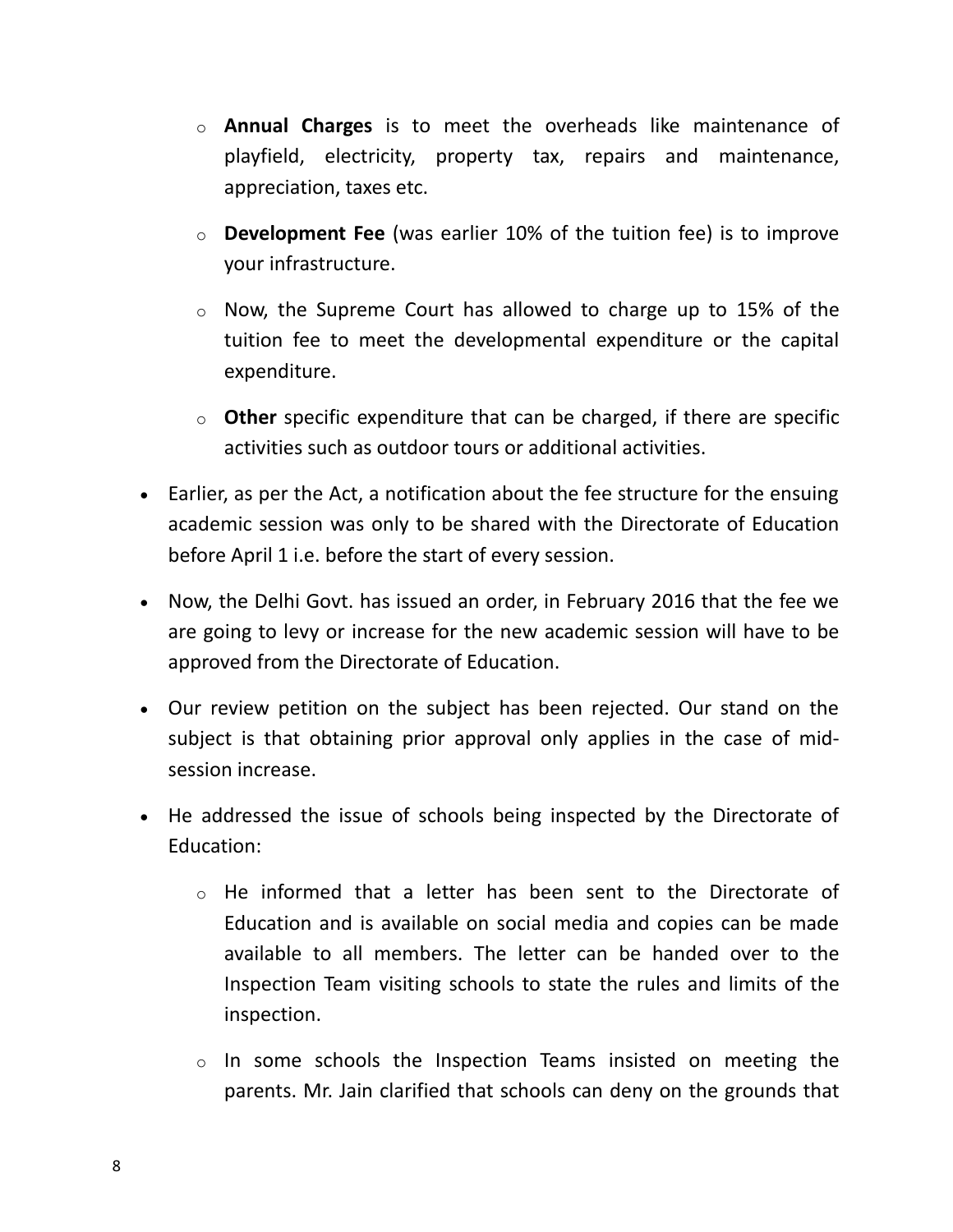- **Annual Charges** is to meet the overheads like maintenance of playfield, electricity, property tax, repairs and maintenance, appreciation, taxes etc.
  - **Development Fee** (was earlier 10% of the tuition fee) is to improve your infrastructure.
  - Now, the Supreme Court has allowed to charge up to 15% of the tuition fee to meet the developmental expenditure or the capital expenditure.
  - **Other** specific expenditure that can be charged, if there are specific activities such as outdoor tours or additional activities.

- Earlier, as per the Act, a notification about the fee structure for the ensuing academic session was only to be shared with the Directorate of Education before April 1 i.e. before the start of every session.
- Now, the Delhi Govt. has issued an order, in February 2016 that the fee we are going to levy or increase for the new academic session will have to be approved from the Directorate of Education.
- Our review petition on the subject has been rejected. Our stand on the subject is that obtaining prior approval only applies in the case of mid-session increase.
- He addressed the issue of schools being inspected by the Directorate of Education:
  - He informed that a letter has been sent to the Directorate of Education and is available on social media and copies can be made available to all members. The letter can be handed over to the Inspection Team visiting schools to state the rules and limits of the inspection.
  - In some schools the Inspection Teams insisted on meeting the parents. Mr. Jain clarified that schools can deny on the grounds that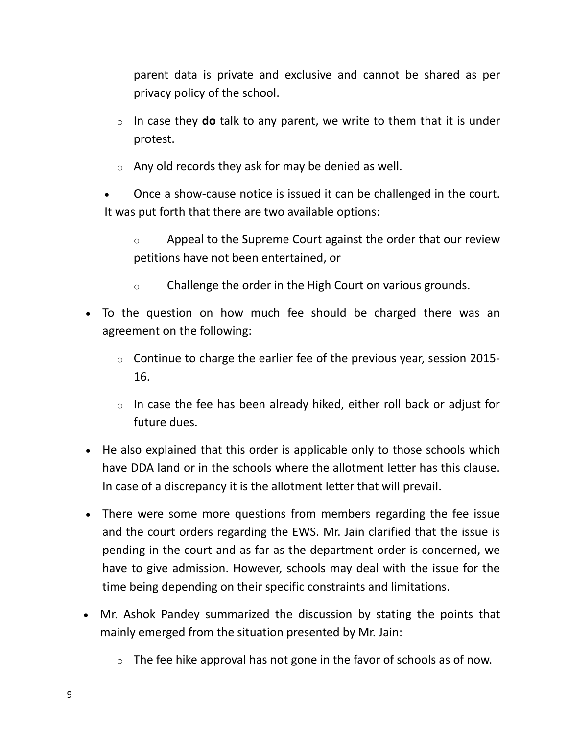parent data is private and exclusive and cannot be shared as per privacy policy of the school.

    - In case they **do** talk to any parent, we write to them that it is under protest.
    - Any old records they ask for may be denied as well.

- Once a show-cause notice is issued it can be challenged in the court. It was put forth that there are two available options:
    - Appeal to the Supreme Court against the order that our review petitions have not been entertained, or
    - Challenge the order in the High Court on various grounds.

- To the question on how much fee should be charged there was an agreement on the following:
    - Continue to charge the earlier fee of the previous year, session 2015-16.
    - In case the fee has been already hiked, either roll back or adjust for future dues.
- He also explained that this order is applicable only to those schools which have DDA land or in the schools where the allotment letter has this clause. In case of a discrepancy it is the allotment letter that will prevail.
- There were some more questions from members regarding the fee issue and the court orders regarding the EWS. Mr. Jain clarified that the issue is pending in the court and as far as the department order is concerned, we have to give admission. However, schools may deal with the issue for the time being depending on their specific constraints and limitations.
- Mr. Ashok Pandey summarized the discussion by stating the points that mainly emerged from the situation presented by Mr. Jain:
    - The fee hike approval has not gone in the favor of schools as of now.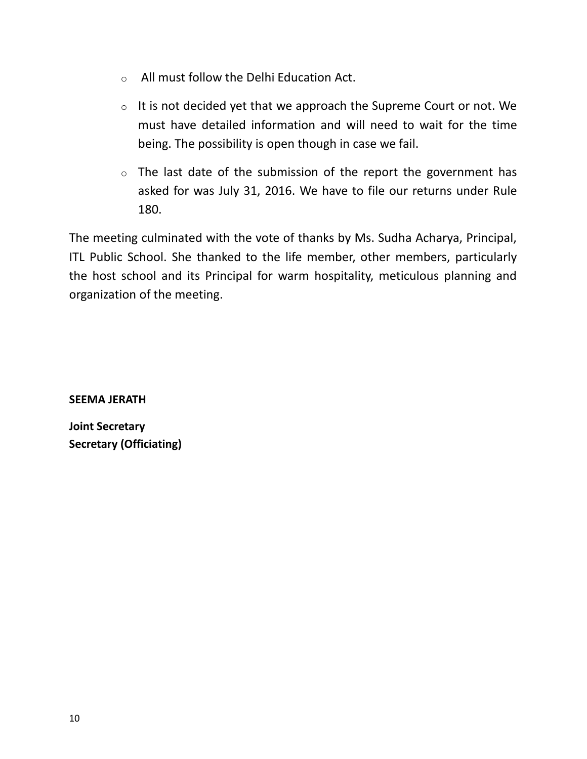- All must follow the Delhi Education Act.
- It is not decided yet that we approach the Supreme Court or not. We must have detailed information and will need to wait for the time being. The possibility is open though in case we fail.
- The last date of the submission of the report the government has asked for was July 31, 2016. We have to file our returns under Rule 180.

The meeting culminated with the vote of thanks by Ms. Sudha Acharya, Principal, ITL Public School. She thanked to the life member, other members, particularly the host school and its Principal for warm hospitality, meticulous planning and organization of the meeting.

**SEEMA JERATH**

**Joint Secretary**
**Secretary (Officiating)**